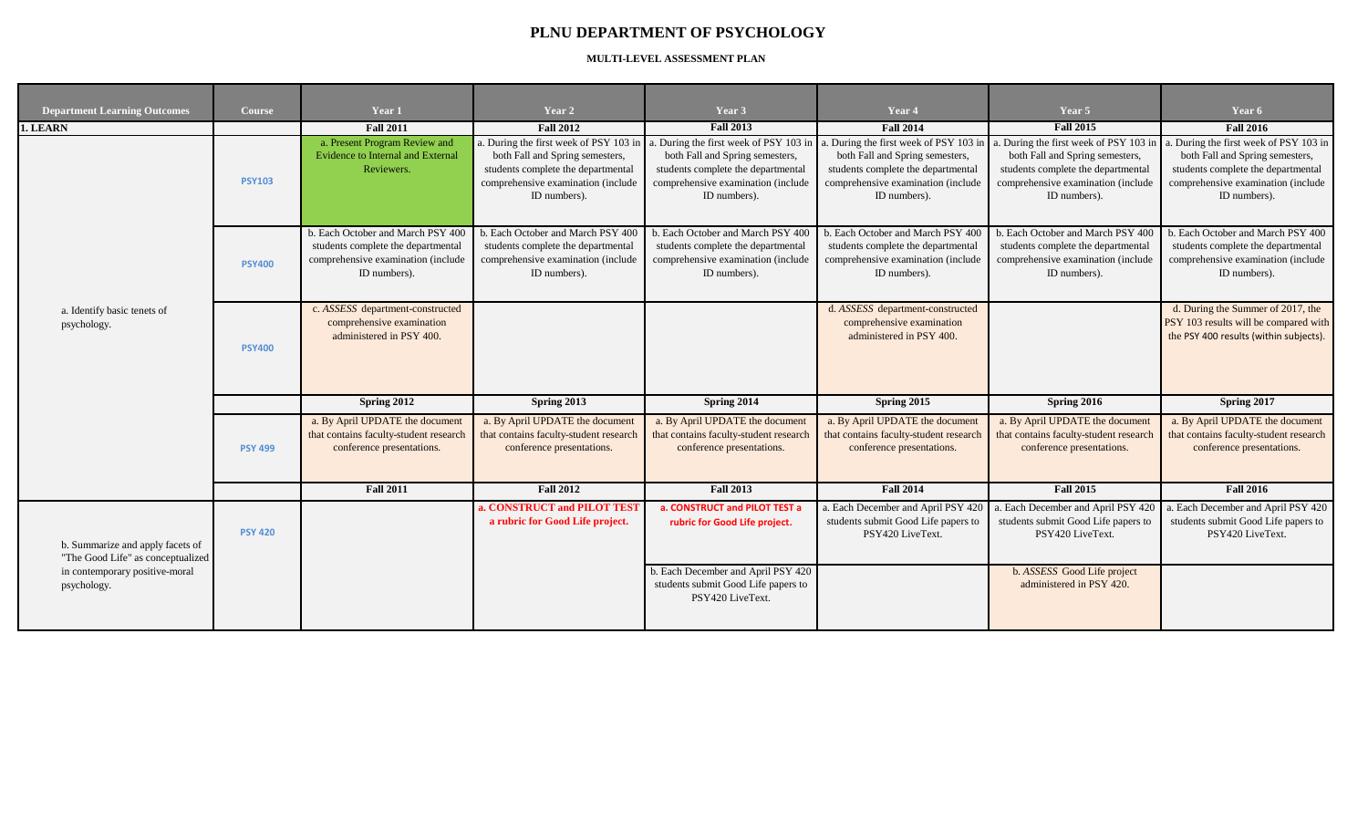# PLNU DEPARTMENT OF PSYCHOLOGY

### MULTI-LEVEL ASSESSMENT PLAN

| Department Learning Outcomes | Course | Year 1 | Year 2 | Year 3 | Year 4 | Year 5 | Year 6 |
|---|---|---|---|---|---|---|---|
| **1. LEARN** | | **Fall 2011** | **Fall 2012** | **Fall 2013** | **Fall 2014** | **Fall 2015** | **Fall 2016** |
| a. Identify basic tenets of psychology. | PSY103 | a. Present Program Review and Evidence to Internal and External Reviewers. | a. During the first week of PSY 103 in both Fall and Spring semesters, students complete the departmental comprehensive examination (include ID numbers). | a. During the first week of PSY 103 in both Fall and Spring semesters, students complete the departmental comprehensive examination (include ID numbers). | a. During the first week of PSY 103 in both Fall and Spring semesters, students complete the departmental comprehensive examination (include ID numbers). | a. During the first week of PSY 103 in both Fall and Spring semesters, students complete the departmental comprehensive examination (include ID numbers). | a. During the first week of PSY 103 in both Fall and Spring semesters, students complete the departmental comprehensive examination (include ID numbers). |
| | PSY400 | b. Each October and March PSY 400 students complete the departmental comprehensive examination (include ID numbers). | b. Each October and March PSY 400 students complete the departmental comprehensive examination (include ID numbers). | b. Each October and March PSY 400 students complete the departmental comprehensive examination (include ID numbers). | b. Each October and March PSY 400 students complete the departmental comprehensive examination (include ID numbers). | b. Each October and March PSY 400 students complete the departmental comprehensive examination (include ID numbers). | b. Each October and March PSY 400 students complete the departmental comprehensive examination (include ID numbers). |
| | PSY400 | c. *ASSESS* department-constructed comprehensive examination administered in PSY 400. | | | d. *ASSESS* department-constructed comprehensive examination administered in PSY 400. | | d. During the Summer of 2017, the PSY 103 results will be compared with the PSY 400 results (within subjects). |
| | | **Spring 2012** | **Spring 2013** | **Spring 2014** | **Spring 2015** | **Spring 2016** | **Spring 2017** |
| | PSY 499 | a. By April UPDATE the document that contains faculty-student research conference presentations. | a. By April UPDATE the document that contains faculty-student research conference presentations. | a. By April UPDATE the document that contains faculty-student research conference presentations. | a. By April UPDATE the document that contains faculty-student research conference presentations. | a. By April UPDATE the document that contains faculty-student research conference presentations. | a. By April UPDATE the document that contains faculty-student research conference presentations. |
| | | **Fall 2011** | **Fall 2012** | **Fall 2013** | **Fall 2014** | **Fall 2015** | **Fall 2016** |
| b. Summarize and apply facets of "The Good Life" as conceptualized in contemporary positive-moral psychology. | PSY 420 | | **a. CONSTRUCT and PILOT TEST a rubric for Good Life project.** | **a. CONSTRUCT and PILOT TEST a rubric for Good Life project.** | a. Each December and April PSY 420 students submit Good Life papers to PSY420 LiveText. | a. Each December and April PSY 420 students submit Good Life papers to PSY420 LiveText. | a. Each December and April PSY 420 students submit Good Life papers to PSY420 LiveText. |
| | | | | b. Each December and April PSY 420 students submit Good Life papers to PSY420 LiveText. | | b. *ASSESS* Good Life project administered in PSY 420. | |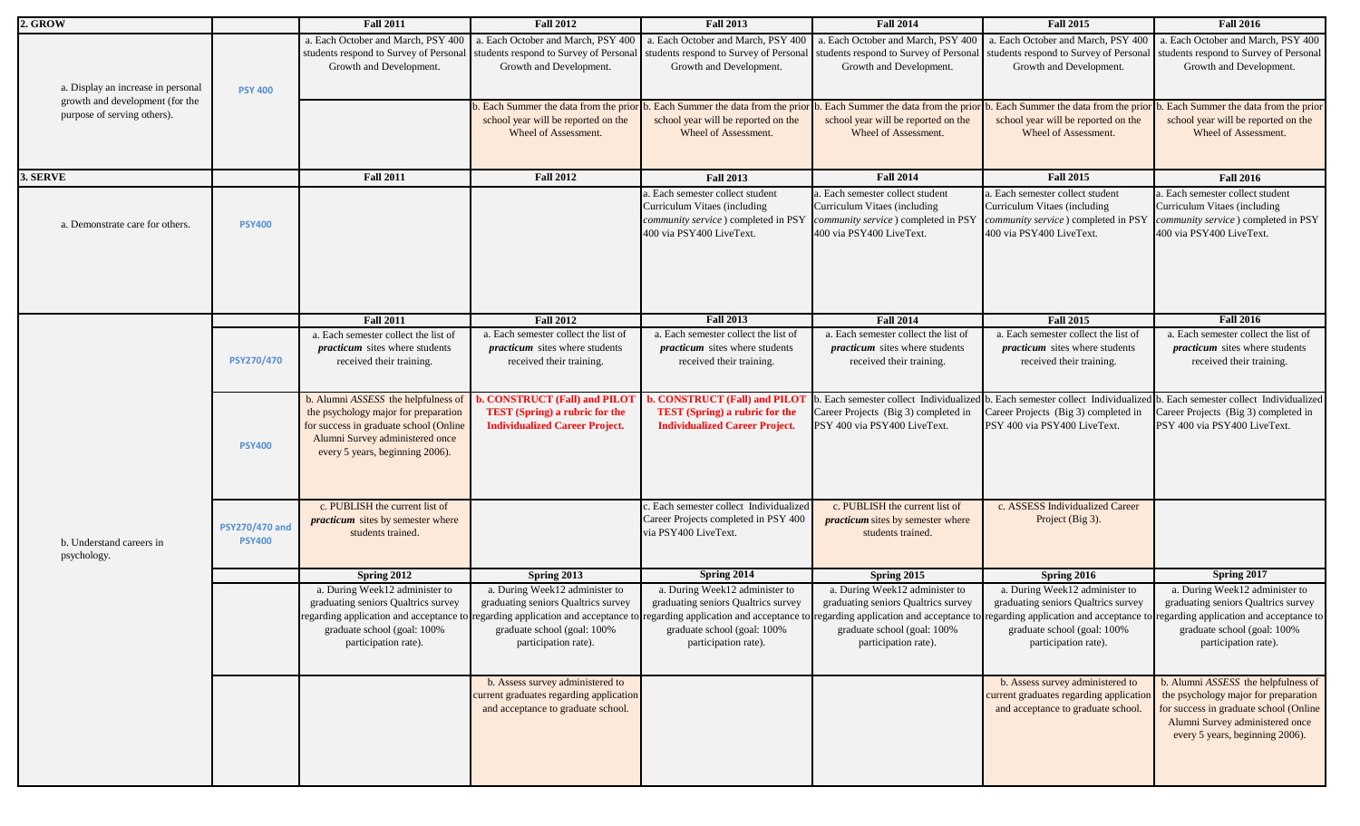| 2. GROW | | Fall 2011 | Fall 2012 | Fall 2013 | Fall 2014 | Fall 2015 | Fall 2016 |
|---|---|---|---|---|---|---|---|
| a. Display an increase in personal growth and development (for the purpose of serving others). | PSY 400 | a. Each October and March, PSY 400 students respond to Survey of Personal Growth and Development. | a. Each October and March, PSY 400 students respond to Survey of Personal Growth and Development. | a. Each October and March, PSY 400 students respond to Survey of Personal Growth and Development. | a. Each October and March, PSY 400 students respond to Survey of Personal Growth and Development. | a. Each October and March, PSY 400 students respond to Survey of Personal Growth and Development. | a. Each October and March, PSY 400 students respond to Survey of Personal Growth and Development. |
| | | | b. Each Summer the data from the prior school year will be reported on the Wheel of Assessment. | b. Each Summer the data from the prior school year will be reported on the Wheel of Assessment. | b. Each Summer the data from the prior school year will be reported on the Wheel of Assessment. | b. Each Summer the data from the prior school year will be reported on the Wheel of Assessment. | b. Each Summer the data from the prior school year will be reported on the Wheel of Assessment. |
| **3. SERVE** | | **Fall 2011** | **Fall 2012** | **Fall 2013** | **Fall 2014** | **Fall 2015** | **Fall 2016** |
| a. Demonstrate care for others. | PSY400 | | | a. Each semester collect student Curriculum Vitaes (including *community service*) completed in PSY 400 via PSY400 LiveText. | a. Each semester collect student Curriculum Vitaes (including *community service*) completed in PSY 400 via PSY400 LiveText. | a. Each semester collect student Curriculum Vitaes (including *community service*) completed in PSY 400 via PSY400 LiveText. | a. Each semester collect student Curriculum Vitaes (including *community service*) completed in PSY 400 via PSY400 LiveText. |
| b. Understand careers in psychology. | | **Fall 2011** | **Fall 2012** | **Fall 2013** | **Fall 2014** | **Fall 2015** | **Fall 2016** |
| | PSY270/470 | a. Each semester collect the list of ***practicum*** sites where students received their training. | a. Each semester collect the list of ***practicum*** sites where students received their training. | a. Each semester collect the list of ***practicum*** sites where students received their training. | a. Each semester collect the list of ***practicum*** sites where students received their training. | a. Each semester collect the list of ***practicum*** sites where students received their training. | a. Each semester collect the list of ***practicum*** sites where students received their training. |
| | PSY400 | b. Alumni *ASSESS* the helpfulness of the psychology major for preparation for success in graduate school (Online Alumni Survey administered once every 5 years, beginning 2006). | **b. CONSTRUCT (Fall) and PILOT TEST (Spring) a rubric for the Individualized Career Project.** | **b. CONSTRUCT (Fall) and PILOT TEST (Spring) a rubric for the Individualized Career Project.** | b. Each semester collect Individualized Career Projects (Big 3) completed in PSY 400 via PSY400 LiveText. | b. Each semester collect Individualized Career Projects (Big 3) completed in PSY 400 via PSY400 LiveText. | b. Each semester collect Individualized Career Projects (Big 3) completed in PSY 400 via PSY400 LiveText. |
| | PSY270/470 and PSY400 | c. PUBLISH the current list of ***practicum*** sites by semester where students trained. | | c. Each semester collect Individualized Career Projects completed in PSY 400 via PSY400 LiveText. | c. PUBLISH the current list of ***practicum*** sites by semester where students trained. | c. ASSESS Individualized Career Project (Big 3). | |
| | | **Spring 2012** | **Spring 2013** | **Spring 2014** | **Spring 2015** | **Spring 2016** | **Spring 2017** |
| | | a. During Week12 administer to graduating seniors Qualtrics survey regarding application and acceptance to graduate school (goal: 100% participation rate). | a. During Week12 administer to graduating seniors Qualtrics survey regarding application and acceptance to graduate school (goal: 100% participation rate). | a. During Week12 administer to graduating seniors Qualtrics survey regarding application and acceptance to graduate school (goal: 100% participation rate). | a. During Week12 administer to graduating seniors Qualtrics survey regarding application and acceptance to graduate school (goal: 100% participation rate). | a. During Week12 administer to graduating seniors Qualtrics survey regarding application and acceptance to graduate school (goal: 100% participation rate). | a. During Week12 administer to graduating seniors Qualtrics survey regarding application and acceptance to graduate school (goal: 100% participation rate). |
| | | | b. Assess survey administered to current graduates regarding application and acceptance to graduate school. | | | b. Assess survey administered to current graduates regarding application and acceptance to graduate school. | b. Alumni *ASSESS* the helpfulness of the psychology major for preparation for success in graduate school (Online Alumni Survey administered once every 5 years, beginning 2006). |